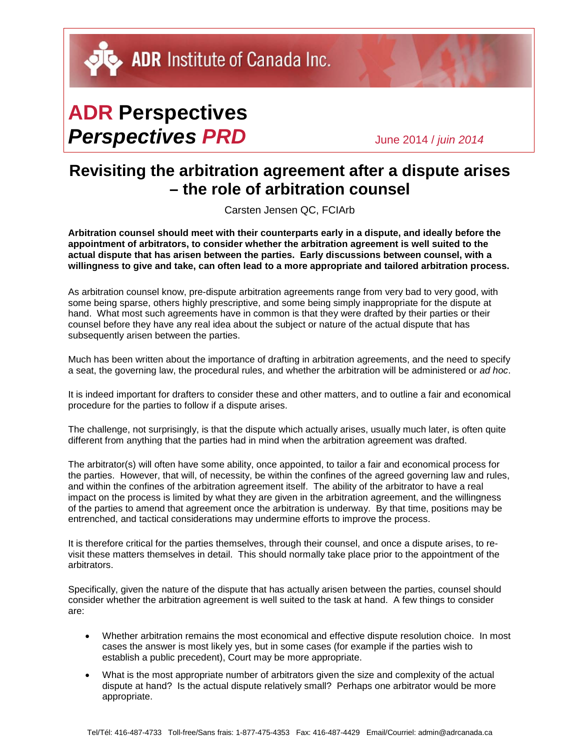ADR Institute of Canada Inc.

# ADR Perspectives
# *Perspectives PRD*

June 2014 / *juin 2014*

## Revisiting the arbitration agreement after a dispute arises – the role of arbitration counsel

Carsten Jensen QC, FCIArb

**Arbitration counsel should meet with their counterparts early in a dispute, and ideally before the appointment of arbitrators, to consider whether the arbitration agreement is well suited to the actual dispute that has arisen between the parties. Early discussions between counsel, with a willingness to give and take, can often lead to a more appropriate and tailored arbitration process.**

As arbitration counsel know, pre-dispute arbitration agreements range from very bad to very good, with some being sparse, others highly prescriptive, and some being simply inappropriate for the dispute at hand. What most such agreements have in common is that they were drafted by their parties or their counsel before they have any real idea about the subject or nature of the actual dispute that has subsequently arisen between the parties.

Much has been written about the importance of drafting in arbitration agreements, and the need to specify a seat, the governing law, the procedural rules, and whether the arbitration will be administered or *ad hoc*.

It is indeed important for drafters to consider these and other matters, and to outline a fair and economical procedure for the parties to follow if a dispute arises.

The challenge, not surprisingly, is that the dispute which actually arises, usually much later, is often quite different from anything that the parties had in mind when the arbitration agreement was drafted.

The arbitrator(s) will often have some ability, once appointed, to tailor a fair and economical process for the parties. However, that will, of necessity, be within the confines of the agreed governing law and rules, and within the confines of the arbitration agreement itself. The ability of the arbitrator to have a real impact on the process is limited by what they are given in the arbitration agreement, and the willingness of the parties to amend that agreement once the arbitration is underway. By that time, positions may be entrenched, and tactical considerations may undermine efforts to improve the process.

It is therefore critical for the parties themselves, through their counsel, and once a dispute arises, to re-visit these matters themselves in detail. This should normally take place prior to the appointment of the arbitrators.

Specifically, given the nature of the dispute that has actually arisen between the parties, counsel should consider whether the arbitration agreement is well suited to the task at hand. A few things to consider are:

- Whether arbitration remains the most economical and effective dispute resolution choice. In most cases the answer is most likely yes, but in some cases (for example if the parties wish to establish a public precedent), Court may be more appropriate.
- What is the most appropriate number of arbitrators given the size and complexity of the actual dispute at hand? Is the actual dispute relatively small? Perhaps one arbitrator would be more appropriate.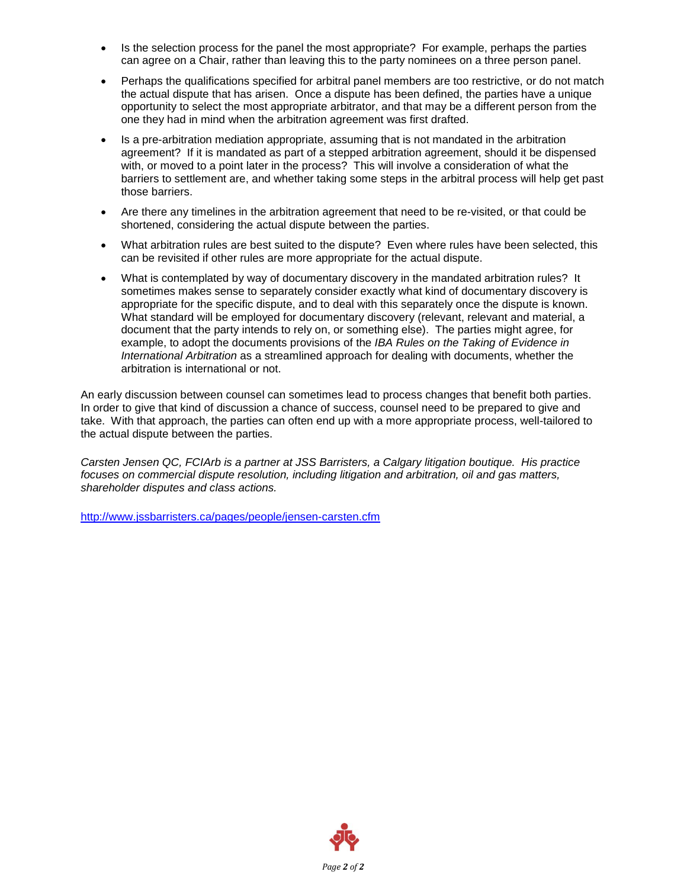- Is the selection process for the panel the most appropriate? For example, perhaps the parties can agree on a Chair, rather than leaving this to the party nominees on a three person panel.
- Perhaps the qualifications specified for arbitral panel members are too restrictive, or do not match the actual dispute that has arisen. Once a dispute has been defined, the parties have a unique opportunity to select the most appropriate arbitrator, and that may be a different person from the one they had in mind when the arbitration agreement was first drafted.
- Is a pre-arbitration mediation appropriate, assuming that is not mandated in the arbitration agreement? If it is mandated as part of a stepped arbitration agreement, should it be dispensed with, or moved to a point later in the process? This will involve a consideration of what the barriers to settlement are, and whether taking some steps in the arbitral process will help get past those barriers.
- Are there any timelines in the arbitration agreement that need to be re-visited, or that could be shortened, considering the actual dispute between the parties.
- What arbitration rules are best suited to the dispute? Even where rules have been selected, this can be revisited if other rules are more appropriate for the actual dispute.
- What is contemplated by way of documentary discovery in the mandated arbitration rules? It sometimes makes sense to separately consider exactly what kind of documentary discovery is appropriate for the specific dispute, and to deal with this separately once the dispute is known. What standard will be employed for documentary discovery (relevant, relevant and material, a document that the party intends to rely on, or something else). The parties might agree, for example, to adopt the documents provisions of the *IBA Rules on the Taking of Evidence in International Arbitration* as a streamlined approach for dealing with documents, whether the arbitration is international or not.

An early discussion between counsel can sometimes lead to process changes that benefit both parties. In order to give that kind of discussion a chance of success, counsel need to be prepared to give and take. With that approach, the parties can often end up with a more appropriate process, well-tailored to the actual dispute between the parties.

*Carsten Jensen QC, FCIArb is a partner at JSS Barristers, a Calgary litigation boutique. His practice focuses on commercial dispute resolution, including litigation and arbitration, oil and gas matters, shareholder disputes and class actions.*

http://www.jssbarristers.ca/pages/people/jensen-carsten.cfm